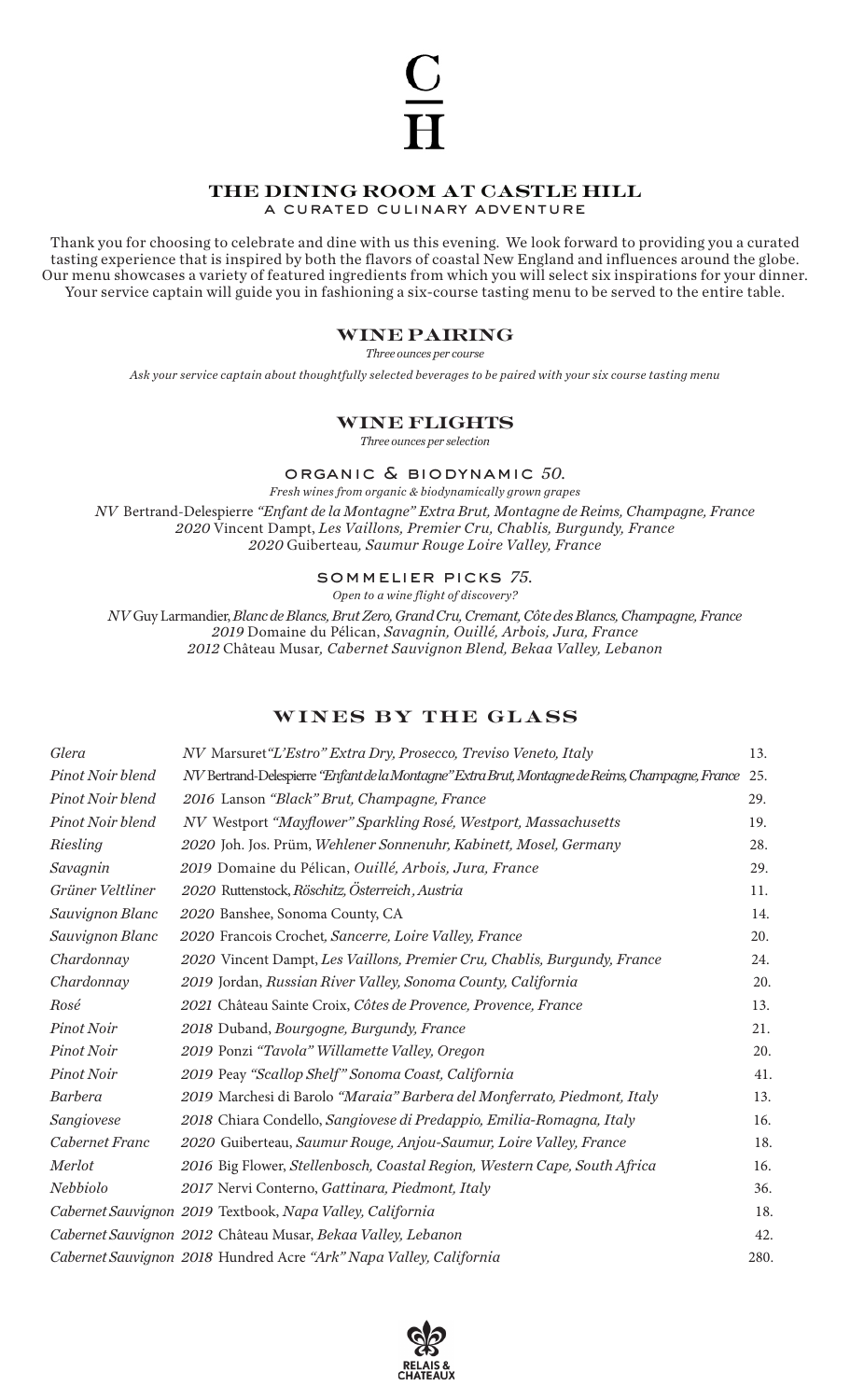# C H

## THE DINING ROOM AT CASTLE HILL

A CURATED CULINARY ADVENTURE

Thank you for choosing to celebrate and dine with us this evening. We look forward to providing you a curated tasting experience that is inspired by both the flavors of coastal New England and influences around the globe. Our menu showcases a variety of featured ingredients from which you will select six inspirations for your dinner. Your service captain will guide you in fashioning a six-course tasting menu to be served to the entire table.

## WINE PAIRING

*Three ounces per course*

*Ask your service captain about thoughtfully selected beverages to be paired with your six course tasting menu*

## WINE FLIGHTS

*Three ounces per selection*

### ORGANIC & BIODYNAMIC *50.*

*Fresh wines from organic & biodynamically grown grapes*

*NV* Bertrand-Delespierre *"Enfant de la Montagne" Extra Brut, Montagne de Reims, Champagne, France*
*2020* Vincent Dampt, *Les Vaillons, Premier Cru, Chablis, Burgundy, France*
*2020* Guiberteau*, Saumur Rouge Loire Valley, France*

### SOMMELIER PICKS *75.*

*Open to a wine flight of discovery?*

*NV* Guy Larmandier, *Blanc de Blancs, Brut Zero, Grand Cru, Cremant, Côte des Blancs, Champagne, France*
*2019* Domaine du Pélican, *Savagnin, Ouillé, Arbois, Jura, France*
*2012* Château Musar*, Cabernet Sauvignon Blend, Bekaa Valley, Lebanon*

## WINES BY THE GLASS

| | | |
|---|---|---|
| *Glera* | *NV* Marsuret *"L'Estro" Extra Dry, Prosecco, Treviso Veneto, Italy* | 13. |
| *Pinot Noir blend* | *NV* Bertrand-Delespierre *"Enfant de la Montagne" Extra Brut, Montagne de Reims, Champagne, France* | 25. |
| *Pinot Noir blend* | *2016* Lanson *"Black" Brut, Champagne, France* | 29. |
| *Pinot Noir blend* | *NV* Westport *"Mayflower" Sparkling Rosé, Westport, Massachusetts* | 19. |
| *Riesling* | *2020* Joh. Jos. Prüm, *Wehlener Sonnenuhr, Kabinett, Mosel, Germany* | 28. |
| *Savagnin* | *2019* Domaine du Pélican, *Ouillé, Arbois, Jura, France* | 29. |
| *Grüner Veltliner* | *2020* Ruttenstock, *Röschitz, Österreich, Austria* | 11. |
| *Sauvignon Blanc* | *2020* Banshee, Sonoma County, CA | 14. |
| *Sauvignon Blanc* | *2020* Francois Crochet*, Sancerre, Loire Valley, France* | 20. |
| *Chardonnay* | *2020* Vincent Dampt, *Les Vaillons, Premier Cru, Chablis, Burgundy, France* | 24. |
| *Chardonnay* | *2019* Jordan, *Russian River Valley, Sonoma County, California* | 20. |
| *Rosé* | *2021* Château Sainte Croix, *Côtes de Provence, Provence, France* | 13. |
| *Pinot Noir* | *2018* Duband, *Bourgogne, Burgundy, France* | 21. |
| *Pinot Noir* | *2019* Ponzi *"Tavola" Willamette Valley, Oregon* | 20. |
| *Pinot Noir* | *2019* Peay *"Scallop Shelf" Sonoma Coast, California* | 41. |
| *Barbera* | *2019* Marchesi di Barolo *"Maraia" Barbera del Monferrato, Piedmont, Italy* | 13. |
| *Sangiovese* | *2018* Chiara Condello, *Sangiovese di Predappio, Emilia-Romagna, Italy* | 16. |
| *Cabernet Franc* | *2020* Guiberteau, *Saumur Rouge, Anjou-Saumur, Loire Valley, France* | 18. |
| *Merlot* | *2016* Big Flower, *Stellenbosch, Coastal Region, Western Cape, South Africa* | 16. |
| *Nebbiolo* | *2017* Nervi Conterno, *Gattinara, Piedmont, Italy* | 36. |
| *Cabernet Sauvignon* | *2019* Textbook, *Napa Valley, California* | 18. |
| *Cabernet Sauvignon* | *2012* Château Musar, *Bekaa Valley, Lebanon* | 42. |
| *Cabernet Sauvignon* | *2018* Hundred Acre *"Ark" Napa Valley, California* | 280. |

RELAIS & CHATEAUX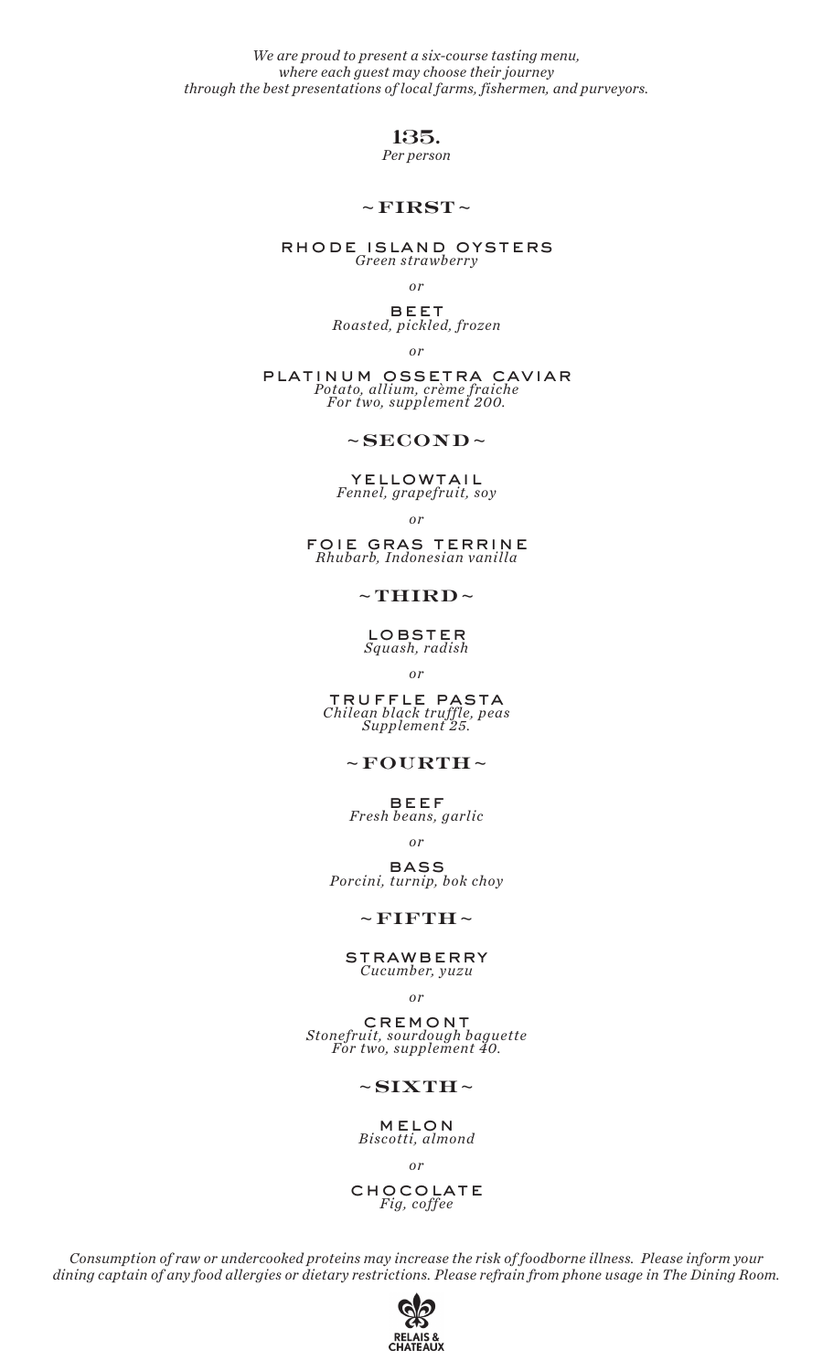*We are proud to present a six-course tasting menu,*
*where each guest may choose their journey*
*through the best presentations of local farms, fishermen, and purveyors.*

**135.**
*Per person*

## ~ FIRST ~

**RHODE ISLAND OYSTERS**
*Green strawberry*

*or*

**BEET**
*Roasted, pickled, frozen*

*or*

**PLATINUM OSSETRA CAVIAR**
*Potato, allium, crème fraiche*
*For two, supplement 200.*

## ~ SECOND ~

**YELLOWTAIL**
*Fennel, grapefruit, soy*

*or*

**FOIE GRAS TERRINE**
*Rhubarb, Indonesian vanilla*

## ~ THIRD ~

**LOBSTER**
*Squash, radish*

*or*

**TRUFFLE PASTA**
*Chilean black truffle, peas*
*Supplement 25.*

## ~ FOURTH ~

**BEEF**
*Fresh beans, garlic*

*or*

**BASS**
*Porcini, turnip, bok choy*

## ~ FIFTH ~

**STRAWBERRY**
*Cucumber, yuzu*

*or*

**CREMONT**
*Stonefruit, sourdough baguette*
*For two, supplement 40.*

## ~ SIXTH ~

**MELON**
*Biscotti, almond*

*or*

**CHOCOLATE**
*Fig, coffee*

*Consumption of raw or undercooked proteins may increase the risk of foodborne illness. Please inform your dining captain of any food allergies or dietary restrictions. Please refrain from phone usage in The Dining Room.*

RELAIS & CHATEAUX